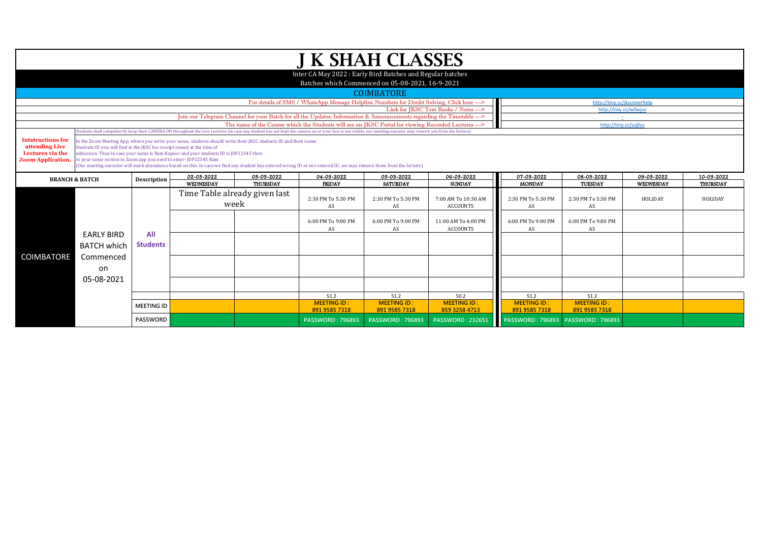# J K SHAH CLASSES

Inter CA May 2022 : Early Bird Batches and Regular batches

Batches which Commenced on 05-08-2021, 16-9-2021

## COIMBATORE

| | |
|---|---|
| For details of SMS / WhatsApp Message Helpline Numbers for Doubt Solving, Click here ---> | http://tiny.cc/jkscinterhelp |
| Link for JKSC Text Books / Notes ---> | http://tiny.cc/w0wjuz |
| Join our Telegram Channel for your Batch for all the Updates, Information & Announcements regarding the Timetable ---> | - |
| The name of the Course which the Students will see on JKSC Portal for viewing Recorded Lectures ---> | http://tiny.cc/uqlluz |

Students shall compulsorily keep their CAMERA ON throughout the Live Lectures (in case any student has not kept the camera on or your face is not visible, our meeting executor may remove you from the lecture)

**Intstructions for attending Live Lectures via the Zoom Application.**

In the Zoom Meeting App, where you write your name, students should write their JKSC students ID and their name.
Students ID you will find in the JKSC fee receipt issued at the time of admission. Thus in case your name is Ram Kapoor and your students ID is JDF12345 then in your name section in Zoom app you need to enter- JDF12345 Ram
(Our meeting executor will mark attendance based on this. In case we find any student has entered wrong ID or not entered ID, we may remove them from the lecture)

| BRANCH & BATCH | | Description | 02-03-2022 WEDNESDAY | 03-03-2022 THURSDAY | 04-03-2022 FRIDAY | 05-03-2022 SATURDAY | 06-03-2022 SUNDAY | 07-03-2022 MONDAY | 08-03-2022 TUESDAY | 09-03-2022 WEDNESDAY | 10-03-2022 THURSDAY |
|---|---|---|---|---|---|---|---|---|---|---|---|
| COIMBATORE | EARLY BIRD BATCH which Commenced on 05-08-2021 | All Students | Time Table already given last week | | 2:30 PM To 5:30 PM AS | 2:30 PM To 5:30 PM AS | 7:00 AM To 10:30 AM ACCOUNTS | 2:30 PM To 5:30 PM AS | 2:30 PM To 5:30 PM AS | HOLIDAY | HOLIDAY |
| | | | | | 6:00 PM To 9:00 PM AS | 6:00 PM To 9:00 PM AS | 11:00 AM To 4:00 PM ACCOUNTS | 6:00 PM To 9:00 PM AS | 6:00 PM To 9:00 PM AS | | |
| | | | | | | | | | | | |
| | | | | | | | | | | | |
| | | | | | | | | | | | |
| | | | | | 51.2 | 51.2 | 50.2 | 51.2 | 51.2 | | |
| | | MEETING ID | | | MEETING ID : 891 9585 7318 | MEETING ID : 891 9585 7318 | MEETING ID : 859 3258 4713 | MEETING ID : 891 9585 7318 | MEETING ID : 891 9585 7318 | | |
| | | PASSWORD | | | PASSWORD : 796893 | PASSWORD : 796893 | PASSWORD : 232651 | PASSWORD : 796893 | PASSWORD : 796893 | | |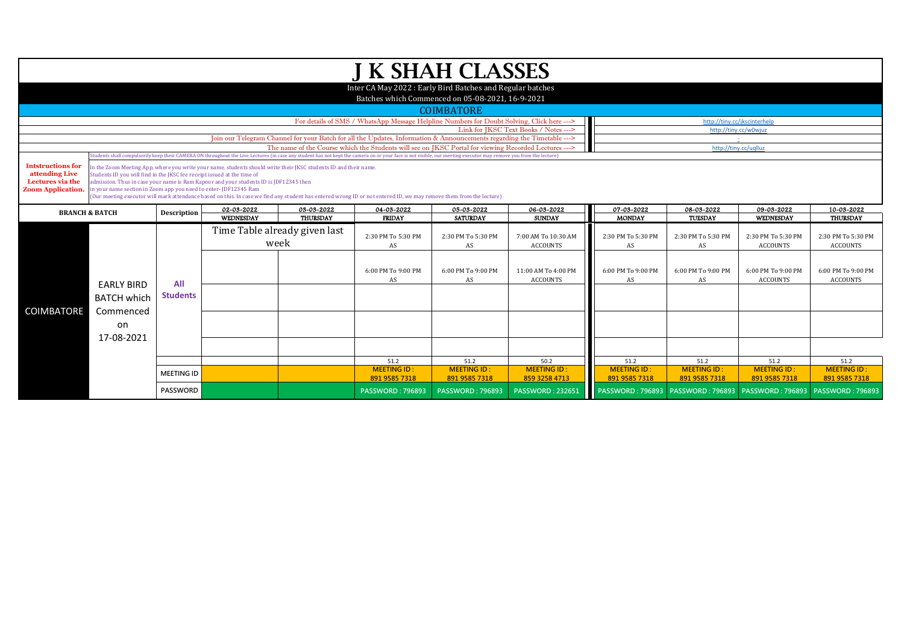# J K SHAH CLASSES

Inter CA May 2022 : Early Bird Batches and Regular batches

Batches which Commenced on 05-08-2021, 16-9-2021

## COIMBATORE

| | |
|---|---|
| For details of SMS / WhatsApp Message Helpline Numbers for Doubt Solving, Click here ---> | http://tiny.cc/jkscinterhelp |
| Link for JKSC Text Books / Notes ---> | http://tiny.cc/w0wjuz |
| Join our Telegram Channel for your Batch for all the Updates, Information & Announcements regarding the Timetable ---> | - |
| The name of the Course which the Students will see on JKSC Portal for viewing Recorded Lectures ---> | http://tiny.cc/uqlluz |

**Intstructions for attending Live Lectures via the Zoom Application.**

Students shall compulsorily keep their CAMERA ON throughout the Live Lectures (in case any student has not kept the camera on or your face is not visible, our meeting executor may remove you from the lecture)

In the Zoom Meeting App, where you write your name, students should write their JKSC students ID and their name.
Students ID you will find in the JKSC fee receipt issued at the time of admission. Thus in case your name is Ram Kapoor and your students ID is JDF12345 then in your name section in Zoom app you need to enter- JDF12345 Ram
(Our meeting executor will mark attendance based on this. In case we find any student has entered wrong ID or not entered ID, we may remove them from the lecture)

| BRANCH & BATCH | | Description | 02-03-2022 WEDNESDAY | 03-03-2022 THURSDAY | 04-03-2022 FRIDAY | 05-03-2022 SATURDAY | 06-03-2022 SUNDAY | 07-03-2022 MONDAY | 08-03-2022 TUESDAY | 09-03-2022 WEDNESDAY | 10-03-2022 THURSDAY |
|---|---|---|---|---|---|---|---|---|---|---|---|
| COIMBATORE | EARLY BIRD BATCH which Commenced on 17-08-2021 | All Students | Time Table already given last week | | 2:30 PM To 5:30 PM AS | 2:30 PM To 5:30 PM AS | 7:00 AM To 10:30 AM ACCOUNTS | 2:30 PM To 5:30 PM AS | 2:30 PM To 5:30 PM AS | 2:30 PM To 5:30 PM ACCOUNTS | 2:30 PM To 5:30 PM ACCOUNTS |
| | | | | | 6:00 PM To 9:00 PM AS | 6:00 PM To 9:00 PM AS | 11:00 AM To 4:00 PM ACCOUNTS | 6:00 PM To 9:00 PM AS | 6:00 PM To 9:00 PM AS | 6:00 PM To 9:00 PM ACCOUNTS | 6:00 PM To 9:00 PM ACCOUNTS |
| | | | | | | | | | | | |
| | | | | | | | | | | | |
| | | | | | | | | | | | |
| | | | | | 51.2 | 51.2 | 50.2 | 51.2 | 51.2 | 51.2 | 51.2 |
| | | MEETING ID | | | MEETING ID : 891 9585 7318 | MEETING ID : 891 9585 7318 | MEETING ID : 859 3258 4713 | MEETING ID : 891 9585 7318 | MEETING ID : 891 9585 7318 | MEETING ID : 891 9585 7318 | MEETING ID : 891 9585 7318 |
| | | PASSWORD | | | PASSWORD : 796893 | PASSWORD : 796893 | PASSWORD : 232651 | PASSWORD : 796893 | PASSWORD : 796893 | PASSWORD : 796893 | PASSWORD : 796893 |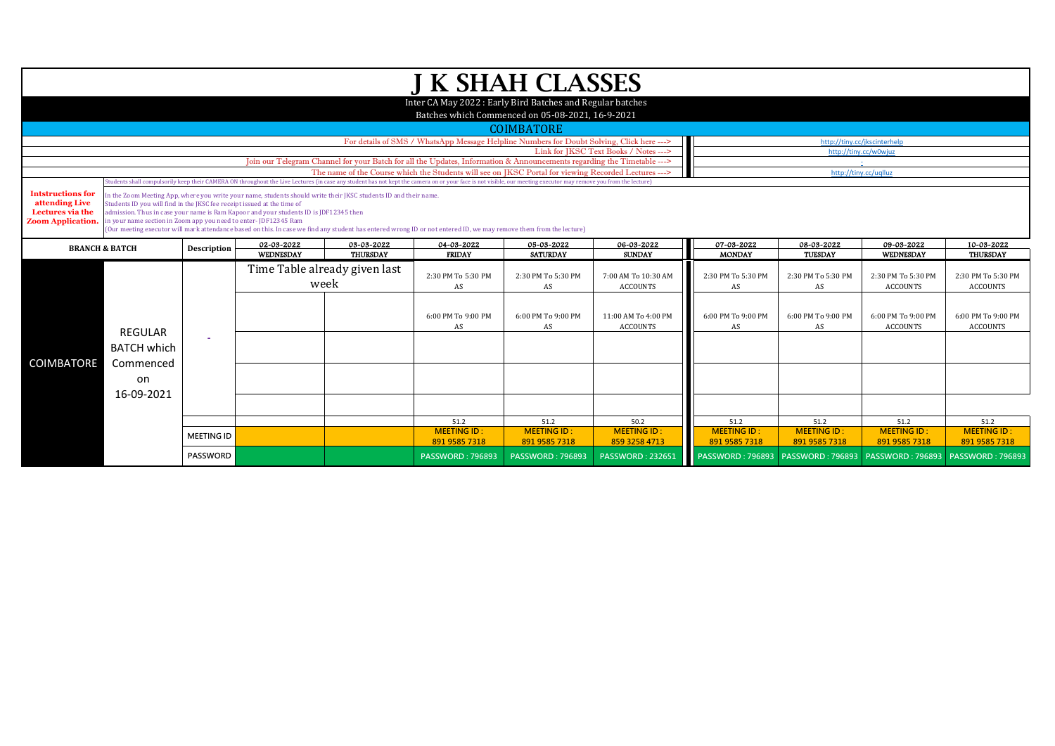# J K SHAH CLASSES

Inter CA May 2022 : Early Bird Batches and Regular batches

Batches which Commenced on 05-08-2021, 16-9-2021

## COIMBATORE

| | |
|---|---|
| For details of SMS / WhatsApp Message Helpline Numbers for Doubt Solving, Click here ---> | http://tiny.cc/jkscinterhelp |
| Link for JKSC Text Books / Notes ---> | http://tiny.cc/w0wjuz |
| Join our Telegram Channel for your Batch for all the Updates, Information & Announcements regarding the Timetable ---> | - |
| The name of the Course which the Students will see on JKSC Portal for viewing Recorded Lectures ---> | http://tiny.cc/uqlluz |

**Intstructions for attending Live Lectures via the Zoom Application.**

Students shall compulsorily keep their CAMERA ON throughout the Live Lectures (in case any student has not kept the camera on or your face is not visible, our meeting executor may remove you from the lecture)

In the Zoom Meeting App, where you write your name, students should write their JKSC students ID and their name.
Students ID you will find in the JKSC fee receipt issued at the time of admission. Thus in case your name is Ram Kapoor and your students ID is JDF12345 then in your name section in Zoom app you need to enter- JDF12345 Ram
(Our meeting executor will mark attendance based on this. In case we find any student has entered wrong ID or not entered ID, we may remove them from the lecture)

| BRANCH & BATCH | | Description | 02-03-2022 WEDNESDAY | 03-03-2022 THURSDAY | 04-03-2022 FRIDAY | 05-03-2022 SATURDAY | 06-03-2022 SUNDAY | 07-03-2022 MONDAY | 08-03-2022 TUESDAY | 09-03-2022 WEDNESDAY | 10-03-2022 THURSDAY |
|---|---|---|---|---|---|---|---|---|---|---|---|
| COIMBATORE | REGULAR BATCH which Commenced on 16-09-2021 | - | Time Table already given last week | | 2:30 PM To 5:30 PM AS | 2:30 PM To 5:30 PM AS | 7:00 AM To 10:30 AM ACCOUNTS | 2:30 PM To 5:30 PM AS | 2:30 PM To 5:30 PM AS | 2:30 PM To 5:30 PM ACCOUNTS | 2:30 PM To 5:30 PM ACCOUNTS |
| | | | | | 6:00 PM To 9:00 PM AS | 6:00 PM To 9:00 PM AS | 11:00 AM To 4:00 PM ACCOUNTS | 6:00 PM To 9:00 PM AS | 6:00 PM To 9:00 PM AS | 6:00 PM To 9:00 PM ACCOUNTS | 6:00 PM To 9:00 PM ACCOUNTS |
| | | | | | | | | | | | |
| | | | | | | | | | | | |
| | | | | | | | | | | | |
| | | | | | 51.2 | 51.2 | 50.2 | 51.2 | 51.2 | 51.2 | 51.2 |
| | | MEETING ID | | | MEETING ID : 891 9585 7318 | MEETING ID : 891 9585 7318 | MEETING ID : 859 3258 4713 | MEETING ID : 891 9585 7318 | MEETING ID : 891 9585 7318 | MEETING ID : 891 9585 7318 | MEETING ID : 891 9585 7318 |
| | | PASSWORD | | | PASSWORD : 796893 | PASSWORD : 796893 | PASSWORD : 232651 | PASSWORD : 796893 | PASSWORD : 796893 | PASSWORD : 796893 | PASSWORD : 796893 |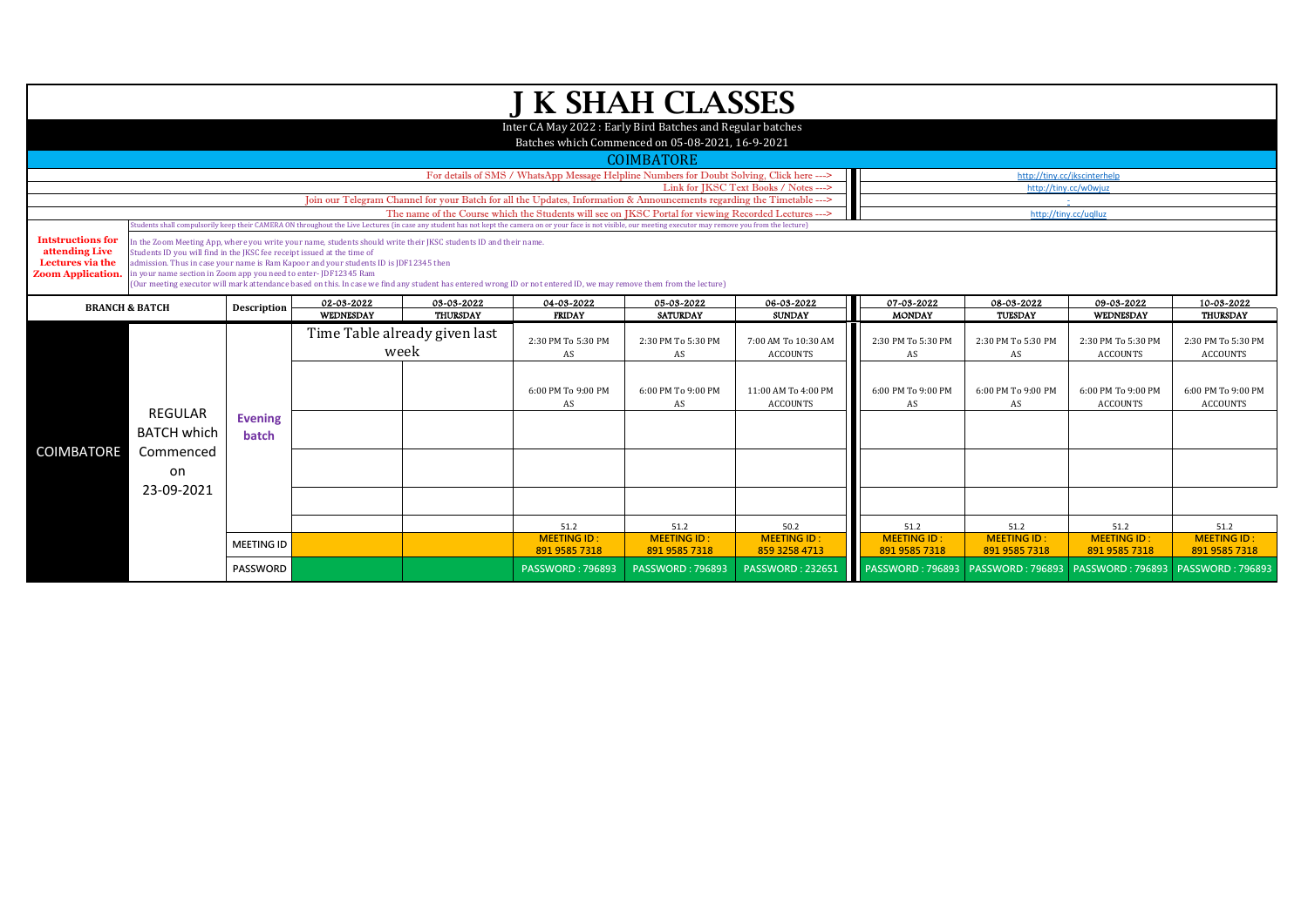# J K SHAH CLASSES

Inter CA May 2022 : Early Bird Batches and Regular batches

Batches which Commenced on 05-08-2021, 16-9-2021

## COIMBATORE

| | |
|---|---|
| For details of SMS / WhatsApp Message Helpline Numbers for Doubt Solving, Click here ---> | http://tiny.cc/jkscinterhelp |
| Link for JKSC Text Books / Notes ---> | http://tiny.cc/w0wjuz |
| Join our Telegram Channel for your Batch for all the Updates, Information & Announcements regarding the Timetable ---> | - |
| The name of the Course which the Students will see on JKSC Portal for viewing Recorded Lectures ---> | http://tiny.cc/uqlluz |

**Intstructions for attending Live Lectures via the Zoom Application.**

Students shall compulsorily keep their CAMERA ON throughout the Live Lectures (in case any student has not kept the camera on or your face is not visible, our meeting executor may remove you from the lecture)

In the Zoom Meeting App, where you write your name, students should write their JKSC students ID and their name.
Students ID you will find in the JKSC fee receipt issued at the time of admission. Thus in case your name is Ram Kapoor and your students ID is JDF12345 then in your name section in Zoom app you need to enter- JDF12345 Ram
(Our meeting executor will mark attendance based on this. In case we find any student has entered wrong ID or not entered ID, we may remove them from the lecture)

| BRANCH & BATCH | | Description | 02-03-2022 WEDNESDAY | 03-03-2022 THURSDAY | 04-03-2022 FRIDAY | 05-03-2022 SATURDAY | 06-03-2022 SUNDAY | 07-03-2022 MONDAY | 08-03-2022 TUESDAY | 09-03-2022 WEDNESDAY | 10-03-2022 THURSDAY |
|---|---|---|---|---|---|---|---|---|---|---|---|
| COIMBATORE | REGULAR BATCH which Commenced on 23-09-2021 | Evening batch | Time Table already given last week | | 2:30 PM To 5:30 PM AS | 2:30 PM To 5:30 PM AS | 7:00 AM To 10:30 AM ACCOUNTS | 2:30 PM To 5:30 PM AS | 2:30 PM To 5:30 PM AS | 2:30 PM To 5:30 PM ACCOUNTS | 2:30 PM To 5:30 PM ACCOUNTS |
| | | | | | 6:00 PM To 9:00 PM AS | 6:00 PM To 9:00 PM AS | 11:00 AM To 4:00 PM ACCOUNTS | 6:00 PM To 9:00 PM AS | 6:00 PM To 9:00 PM AS | 6:00 PM To 9:00 PM ACCOUNTS | 6:00 PM To 9:00 PM ACCOUNTS |
| | | | | | | | | | | | |
| | | | | | | | | | | | |
| | | | | | | | | | | | |
| | | | | | 51.2 | 51.2 | 50.2 | 51.2 | 51.2 | 51.2 | 51.2 |
| | | MEETING ID | | | MEETING ID : 891 9585 7318 | MEETING ID : 891 9585 7318 | MEETING ID : 859 3258 4713 | MEETING ID : 891 9585 7318 | MEETING ID : 891 9585 7318 | MEETING ID : 891 9585 7318 | MEETING ID : 891 9585 7318 |
| | | PASSWORD | | | PASSWORD : 796893 | PASSWORD : 796893 | PASSWORD : 232651 | PASSWORD : 796893 | PASSWORD : 796893 | PASSWORD : 796893 | PASSWORD : 796893 |